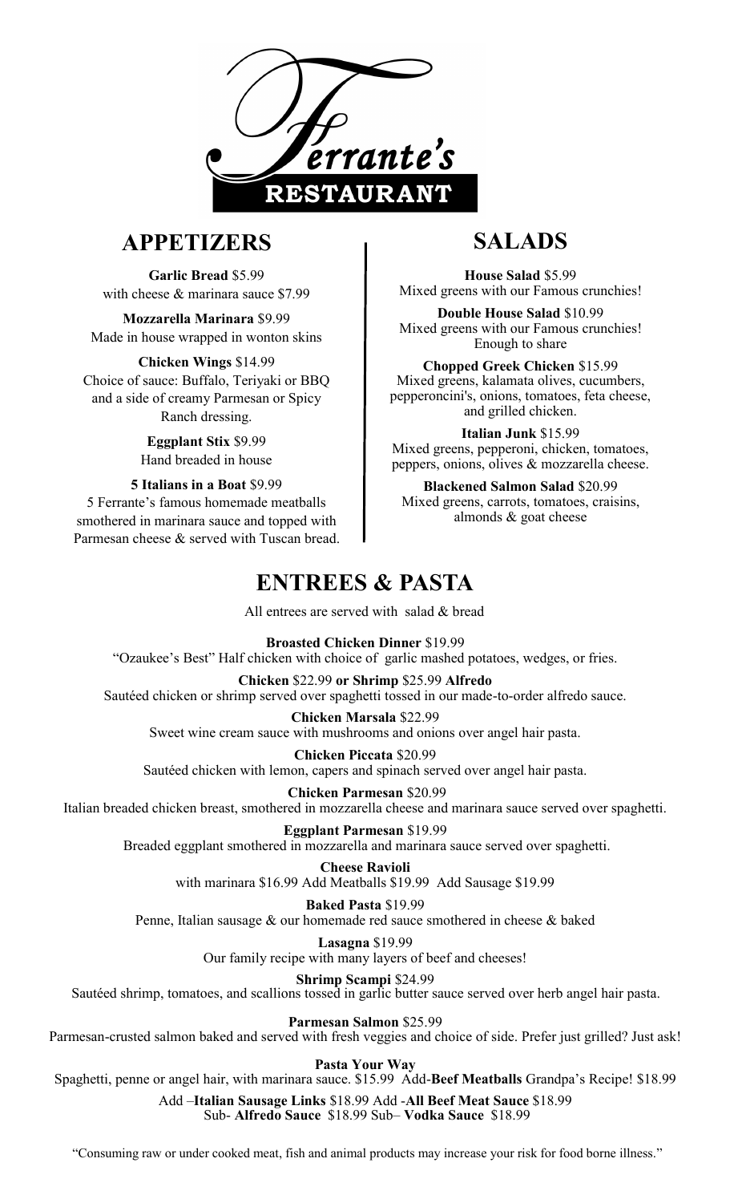# Ferrante's RESTAURANT

## APPETIZERS

**Garlic Bread** $5.99
with cheese & marinara sauce $7.99

**Mozzarella Marinara** $9.99
Made in house wrapped in wonton skins

**Chicken Wings** $14.99
Choice of sauce: Buffalo, Teriyaki or BBQ and a side of creamy Parmesan or Spicy Ranch dressing.

**Eggplant Stix** $9.99
Hand breaded in house

**5 Italians in a Boat** $9.99
5 Ferrante's famous homemade meatballs smothered in marinara sauce and topped with Parmesan cheese & served with Tuscan bread.

## SALADS

**House Salad** $5.99
Mixed greens with our Famous crunchies!

**Double House Salad** $10.99
Mixed greens with our Famous crunchies! Enough to share

**Chopped Greek Chicken** $15.99
Mixed greens, kalamata olives, cucumbers, pepperoncini's, onions, tomatoes, feta cheese, and grilled chicken.

**Italian Junk** $15.99
Mixed greens, pepperoni, chicken, tomatoes, peppers, onions, olives & mozzarella cheese.

**Blackened Salmon Salad** $20.99
Mixed greens, carrots, tomatoes, craisins, almonds & goat cheese

## ENTREES & PASTA

All entrees are served with salad & bread

**Broasted Chicken Dinner** $19.99
"Ozaukee's Best" Half chicken with choice of garlic mashed potatoes, wedges, or fries.

**Chicken** $22.99 **or Shrimp** $25.99 **Alfredo**
Sautéed chicken or shrimp served over spaghetti tossed in our made-to-order alfredo sauce.

**Chicken Marsala** $22.99
Sweet wine cream sauce with mushrooms and onions over angel hair pasta.

**Chicken Piccata** $20.99
Sautéed chicken with lemon, capers and spinach served over angel hair pasta.

**Chicken Parmesan** $20.99
Italian breaded chicken breast, smothered in mozzarella cheese and marinara sauce served over spaghetti.

**Eggplant Parmesan** $19.99
Breaded eggplant smothered in mozzarella and marinara sauce served over spaghetti.

**Cheese Ravioli**
with marinara $16.99 Add Meatballs $19.99 Add Sausage $19.99

**Baked Pasta** $19.99
Penne, Italian sausage & our homemade red sauce smothered in cheese & baked

**Lasagna** $19.99
Our family recipe with many layers of beef and cheeses!

**Shrimp Scampi** $24.99
Sautéed shrimp, tomatoes, and scallions tossed in garlic butter sauce served over herb angel hair pasta.

**Parmesan Salmon** $25.99
Parmesan-crusted salmon baked and served with fresh veggies and choice of side. Prefer just grilled? Just ask!

**Pasta Your Way**
Spaghetti, penne or angel hair, with marinara sauce. $15.99 Add-**Beef Meatballs** Grandpa's Recipe! $18.99

Add –**Italian Sausage Links** $18.99 Add -**All Beef Meat Sauce** $18.99
Sub- **Alfredo Sauce** $18.99 Sub– **Vodka Sauce** $18.99

"Consuming raw or under cooked meat, fish and animal products may increase your risk for food borne illness."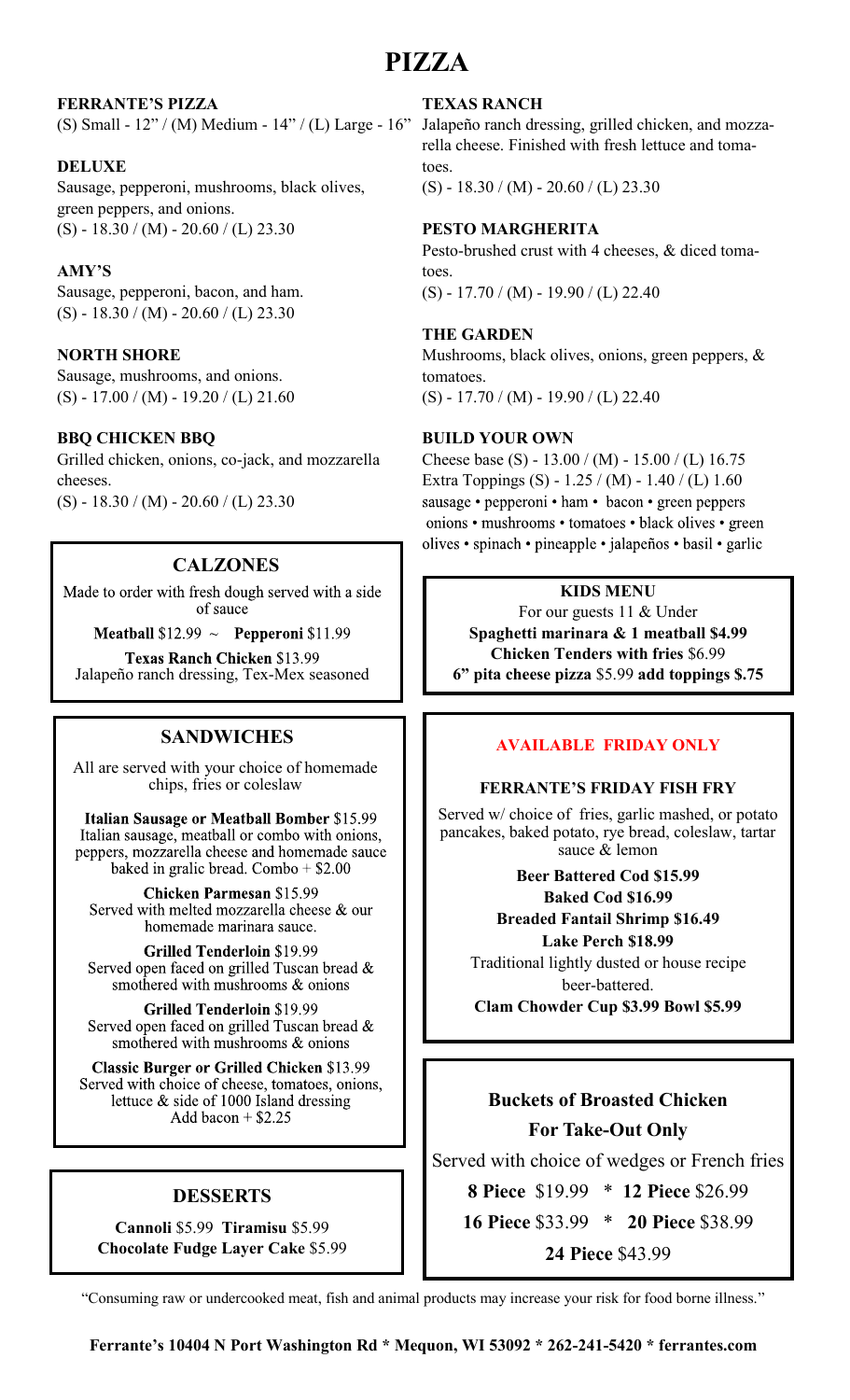# PIZZA

### FERRANTE'S PIZZA

(S) Small - 12" / (M) Medium - 14" / (L) Large - 16"

**DELUXE**
Sausage, pepperoni, mushrooms, black olives, green peppers, and onions.
(S) - 18.30 / (M) - 20.60 / (L) 23.30

**AMY'S**
Sausage, pepperoni, bacon, and ham.
(S) - 18.30 / (M) - 20.60 / (L) 23.30

**NORTH SHORE**
Sausage, mushrooms, and onions.
(S) - 17.00 / (M) - 19.20 / (L) 21.60

**BBQ CHICKEN BBQ**
Grilled chicken, onions, co-jack, and mozzarella cheeses.
(S) - 18.30 / (M) - 20.60 / (L) 23.30

**TEXAS RANCH**
Jalapeño ranch dressing, grilled chicken, and mozzarella cheese. Finished with fresh lettuce and tomatoes.
(S) - 18.30 / (M) - 20.60 / (L) 23.30

**PESTO MARGHERITA**
Pesto-brushed crust with 4 cheeses, & diced tomatoes.
(S) - 17.70 / (M) - 19.90 / (L) 22.40

**THE GARDEN**
Mushrooms, black olives, onions, green peppers, & tomatoes.
(S) - 17.70 / (M) - 19.90 / (L) 22.40

**BUILD YOUR OWN**
Cheese base (S) - 13.00 / (M) - 15.00 / (L) 16.75
Extra Toppings (S) - 1.25 / (M) - 1.40 / (L) 1.60
sausage • pepperoni • ham • bacon • green peppers onions • mushrooms • tomatoes • black olives • green olives • spinach • pineapple • jalapeños • basil • garlic

## CALZONES

Made to order with fresh dough served with a side of sauce

**Meatball** $12.99 ~ **Pepperoni** $11.99

**Texas Ranch Chicken** $13.99
Jalapeño ranch dressing, Tex-Mex seasoned

## KIDS MENU

For our guests 11 & Under
**Spaghetti marinara & 1 meatball $4.99**
**Chicken Tenders with fries** $6.99
**6" pita cheese pizza** $5.99 **add toppings $.75**

## SANDWICHES

All are served with your choice of homemade chips, fries or coleslaw

**Italian Sausage or Meatball Bomber** $15.99
Italian sausage, meatball or combo with onions, peppers, mozzarella cheese and homemade sauce baked in gralic bread. Combo + $2.00

**Chicken Parmesan** $15.99
Served with melted mozzarella cheese & our homemade marinara sauce.

**Grilled Tenderloin** $19.99
Served open faced on grilled Tuscan bread & smothered with mushrooms & onions

**Grilled Tenderloin** $19.99
Served open faced on grilled Tuscan bread & smothered with mushrooms & onions

**Classic Burger or Grilled Chicken** $13.99
Served with choice of cheese, tomatoes, onions, lettuce & side of 1000 Island dressing
Add bacon + $2.25

## AVAILABLE FRIDAY ONLY

### FERRANTE'S FRIDAY FISH FRY

Served w/ choice of fries, garlic mashed, or potato pancakes, baked potato, rye bread, coleslaw, tartar sauce & lemon

**Beer Battered Cod $15.99**
**Baked Cod $16.99**
**Breaded Fantail Shrimp $16.49**
**Lake Perch $18.99**
Traditional lightly dusted or house recipe beer-battered.
**Clam Chowder Cup $3.99 Bowl $5.99**

## DESSERTS

**Cannoli** $5.99 **Tiramisu** $5.99
**Chocolate Fudge Layer Cake** $5.99

## Buckets of Broasted Chicken
### For Take-Out Only

Served with choice of wedges or French fries

**8 Piece** $19.99 * **12 Piece** $26.99
**16 Piece** $33.99 * **20 Piece** $38.99
**24 Piece** $43.99

"Consuming raw or undercooked meat, fish and animal products may increase your risk for food borne illness."

**Ferrante's 10404 N Port Washington Rd * Mequon, WI 53092 * 262-241-5420 * ferrantes.com**